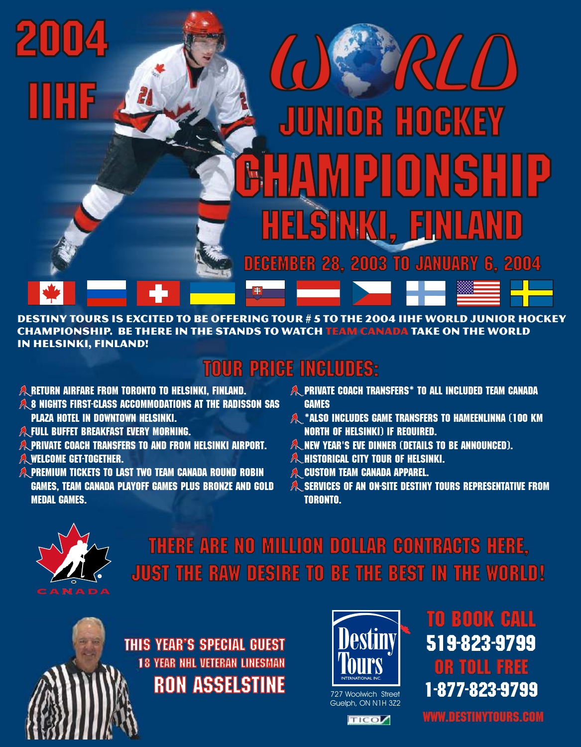# 2004 IIHF WORLD JUNIOR HOCKEY CHAMPIONSHIP

## HELSINKI, FINLAND

### DECEMBER 28, 2003 TO JANUARY 6, 2004

**DESTINY TOURS IS EXCITED TO BE OFFERING TOUR # 5 TO THE 2004 IIHF WORLD JUNIOR HOCKEY CHAMPIONSHIP. BE THERE IN THE STANDS TO WATCH TEAM CANADA TAKE ON THE WORLD IN HELSINKI, FINLAND!**

## TOUR PRICE INCLUDES:

- RETURN AIRFARE FROM TORONTO TO HELSINKI, FINLAND.
- 8 NIGHTS FIRST-CLASS ACCOMMODATIONS AT THE RADISSON SAS PLAZA HOTEL IN DOWNTOWN HELSINKI.
- FULL BUFFET BREAKFAST EVERY MORNING.
- PRIVATE COACH TRANSFERS TO AND FROM HELSINKI AIRPORT.
- WELCOME GET-TOGETHER.
- PREMIUM TICKETS TO LAST TWO TEAM CANADA ROUND ROBIN GAMES, TEAM CANADA PLAYOFF GAMES PLUS BRONZE AND GOLD MEDAL GAMES.
- PRIVATE COACH TRANSFERS* TO ALL INCLUDED TEAM CANADA GAMES
- *ALSO INCLUDES GAME TRANSFERS TO HAMEENLINNA (100 KM NORTH OF HELSINKI) IF REQUIRED.
- NEW YEAR'S EVE DINNER (DETAILS TO BE ANNOUNCED).
- HISTORICAL CITY TOUR OF HELSINKI.
- CUSTOM TEAM CANADA APPAREL.
- SERVICES OF AN ON-SITE DESTINY TOURS REPRESENTATIVE FROM TORONTO.

CANADA

**THERE ARE NO MILLION DOLLAR CONTRACTS HERE, JUST THE RAW DESIRE TO BE THE BEST IN THE WORLD!**

**THIS YEAR'S SPECIAL GUEST**
18 YEAR NHL VETERAN LINESMAN
**RON ASSELSTINE**

Destiny Tours International Inc.
727 Woolwich Street
Guelph, ON N1H 3Z2

TICO

**TO BOOK CALL**
**519-823-9799**
**OR TOLL FREE**
**1-877-823-9799**

WWW.DESTINYTOURS.COM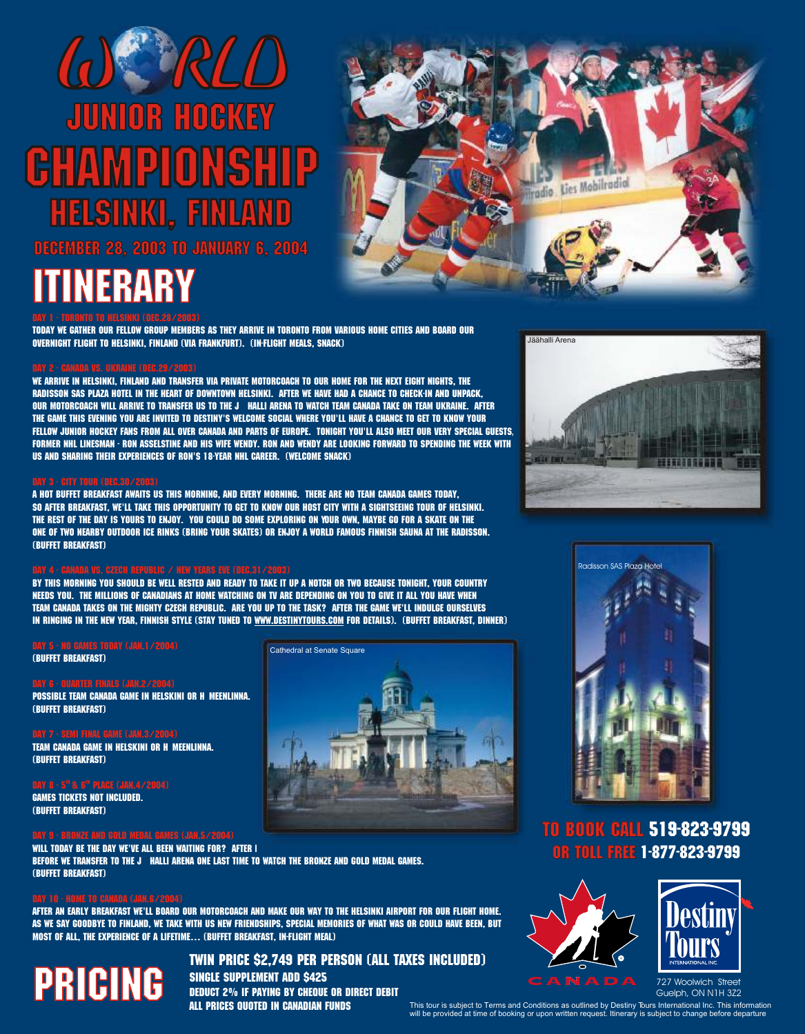# WORLD JUNIOR HOCKEY CHAMPIONSHIP

## HELSINKI, FINLAND

### DECEMBER 28, 2003 TO JANUARY 6, 2004

# ITINERARY

**DAY 1 - TORONTO TO HELSINKI (DEC.28/2003)**

TODAY WE GATHER OUR FELLOW GROUP MEMBERS AS THEY ARRIVE IN TORONTO FROM VARIOUS HOME CITIES AND BOARD OUR OVERNIGHT FLIGHT TO HELSINKI, FINLAND (VIA FRANKFURT). (IN-FLIGHT MEALS, SNACK)

**DAY 2 - CANADA VS. UKRAINE (DEC.29/2003)**

WE ARRIVE IN HELSINKI, FINLAND AND TRANSFER VIA PRIVATE MOTORCOACH TO OUR HOME FOR THE NEXT EIGHT NIGHTS, THE RADISSON SAS PLAZA HOTEL IN THE HEART OF DOWNTOWN HELSINKI. AFTER WE HAVE HAD A CHANCE TO CHECK-IN AND UNPACK, OUR MOTORCOACH WILL ARRIVE TO TRANSFER US TO THE J HALLI ARENA TO WATCH TEAM CANADA TAKE ON TEAM UKRAINE. AFTER THE GAME THIS EVENING YOU ARE INVITED TO DESTINY'S WELCOME SOCIAL WHERE YOU'LL HAVE A CHANCE TO GET TO KNOW YOUR FELLOW JUNIOR HOCKEY FANS FROM ALL OVER CANADA AND PARTS OF EUROPE. TONIGHT YOU'LL ALSO MEET OUR VERY SPECIAL GUESTS, FORMER NHL LINESMAN - RON ASSELSTINE AND HIS WIFE WENDY. RON AND WENDY ARE LOOKING FORWARD TO SPENDING THE WEEK WITH US AND SHARING THEIR EXPERIENCES OF RON'S 18-YEAR NHL CAREER. (WELCOME SNACK)

**DAY 3 - CITY TOUR (DEC.30/2003)**

A HOT BUFFET BREAKFAST AWAITS US THIS MORNING, AND EVERY MORNING. THERE ARE NO TEAM CANADA GAMES TODAY, SO AFTER BREAKFAST, WE'LL TAKE THIS OPPORTUNITY TO GET TO KNOW OUR HOST CITY WITH A SIGHTSEEING TOUR OF HELSINKI. THE REST OF THE DAY IS YOURS TO ENJOY. YOU COULD DO SOME EXPLORING ON YOUR OWN, MAYBE GO FOR A SKATE ON THE ONE OF TWO NEARBY OUTDOOR ICE RINKS (BRING YOUR SKATES) OR ENJOY A WORLD FAMOUS FINNISH SAUNA AT THE RADISSON. (BUFFET BREAKFAST)

**DAY 4 - CANADA VS. CZECH REPUBLIC / NEW YEARS EVE (DEC.31/2003)**

BY THIS MORNING YOU SHOULD BE WELL RESTED AND READY TO TAKE IT UP A NOTCH OR TWO BECAUSE TONIGHT, YOUR COUNTRY NEEDS YOU. THE MILLIONS OF CANADIANS AT HOME WATCHING ON TV ARE DEPENDING ON YOU TO GIVE IT ALL YOU HAVE WHEN TEAM CANADA TAKES ON THE MIGHTY CZECH REPUBLIC. ARE YOU UP TO THE TASK? AFTER THE GAME WE'LL INDULGE OURSELVES IN RINGING IN THE NEW YEAR, FINNISH STYLE (STAY TUNED TO WWW.DESTINYTOURS.COM FOR DETAILS). (BUFFET BREAKFAST, DINNER)

**DAY 5 - NO GAMES TODAY (JAN.1/2004)**

(BUFFET BREAKFAST)

**DAY 6 - QUARTER FINALS (JAN.2/2004)**

POSSIBLE TEAM CANADA GAME IN HELSKINI OR H MEENLINNA. (BUFFET BREAKFAST)

**DAY 7 - SEMI FINAL GAME (JAN.3/2004)**

TEAM CANADA GAME IN HELSKINI OR H MEENLINNA. (BUFFET BREAKFAST)

**DAY 8 - 5TH & 6TH PLACE (JAN.4/2004)**

GAMES TICKETS NOT INCLUDED. (BUFFET BREAKFAST)

**DAY 9 - BRONZE AND GOLD MEDAL GAMES (JAN.5/2004)**

WILL TODAY BE THE DAY WE'VE ALL BEEN WAITING FOR? AFTER I BEFORE WE TRANSFER TO THE J HALLI ARENA ONE LAST TIME TO WATCH THE BRONZE AND GOLD MEDAL GAMES. (BUFFET BREAKFAST)

**DAY 10 - HOME TO CANADA (JAN.6/2004)**

AFTER AN EARLY BREAKFAST WE'LL BOARD OUR MOTORCOACH AND MAKE OUR WAY TO THE HELSINKI AIRPORT FOR OUR FLIGHT HOME. AS WE SAY GOODBYE TO FINLAND, WE TAKE WITH US NEW FRIENDSHIPS, SPECIAL MEMORIES OF WHAT WAS OR COULD HAVE BEEN, BUT MOST OF ALL, THE EXPERIENCE OF A LIFETIME... (BUFFET BREAKFAST, IN-FLIGHT MEAL)

Jäähalli Arena

Cathedral at Senate Square

Radisson SAS Plaza Hotel

**TO BOOK CALL 519-823-9799**
**OR TOLL FREE 1-877-823-9799**

# PRICING

**TWIN PRICE $2,749 PER PERSON (ALL TAXES INCLUDED)**
**SINGLE SUPPLEMENT ADD $425**
**DEDUCT 2% IF PAYING BY CHEQUE OR DIRECT DEBIT**
**ALL PRICES QUOTED IN CANADIAN FUNDS**

CANADA

Destiny Tours International Inc.

727 Woolwich Street
Guelph, ON N1H 3Z2

This tour is subject to Terms and Conditions as outlined by Destiny Tours International Inc. This information will be provided at time of booking or upon written request. Itinerary is subject to change before departure